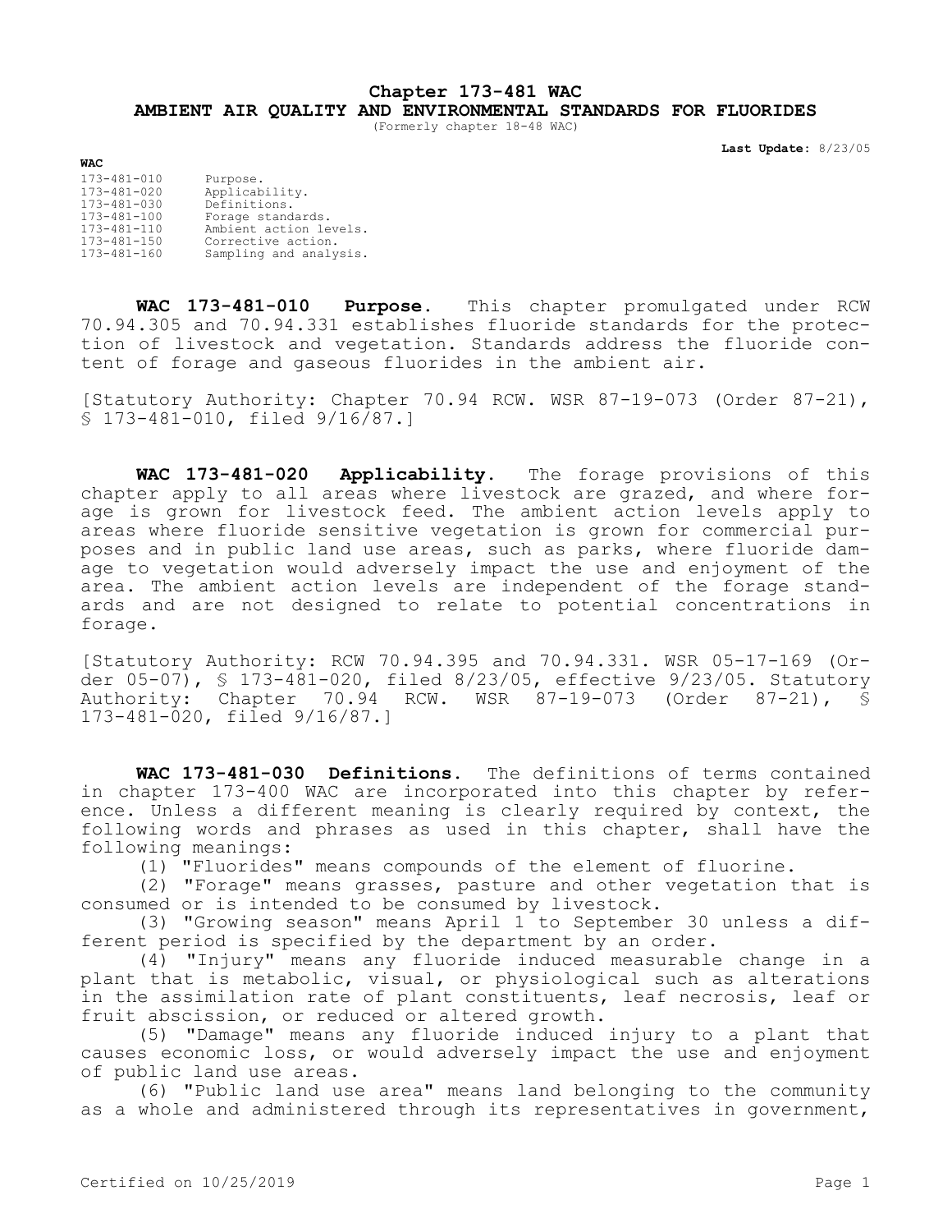# Chapter 173-481 WAC

## AMBIENT AIR QUALITY AND ENVIRONMENTAL STANDARDS FOR FLUORIDES

(Formerly chapter 18-48 WAC)

**Last Update:** 8/23/05

**WAC**

| | |
|---|---|
| 173-481-010 | Purpose. |
| 173-481-020 | Applicability. |
| 173-481-030 | Definitions. |
| 173-481-100 | Forage standards. |
| 173-481-110 | Ambient action levels. |
| 173-481-150 | Corrective action. |
| 173-481-160 | Sampling and analysis. |

**WAC 173-481-010 Purpose.** This chapter promulgated under RCW 70.94.305 and 70.94.331 establishes fluoride standards for the protection of livestock and vegetation. Standards address the fluoride content of forage and gaseous fluorides in the ambient air.

[Statutory Authority: Chapter 70.94 RCW. WSR 87-19-073 (Order 87-21), § 173-481-010, filed 9/16/87.]

**WAC 173-481-020 Applicability.** The forage provisions of this chapter apply to all areas where livestock are grazed, and where forage is grown for livestock feed. The ambient action levels apply to areas where fluoride sensitive vegetation is grown for commercial purposes and in public land use areas, such as parks, where fluoride damage to vegetation would adversely impact the use and enjoyment of the area. The ambient action levels are independent of the forage standards and are not designed to relate to potential concentrations in forage.

[Statutory Authority: RCW 70.94.395 and 70.94.331. WSR 05-17-169 (Order 05-07), § 173-481-020, filed 8/23/05, effective 9/23/05. Statutory Authority: Chapter 70.94 RCW. WSR 87-19-073 (Order 87-21), § 173-481-020, filed 9/16/87.]

**WAC 173-481-030 Definitions.** The definitions of terms contained in chapter 173-400 WAC are incorporated into this chapter by reference. Unless a different meaning is clearly required by context, the following words and phrases as used in this chapter, shall have the following meanings:

(1) "Fluorides" means compounds of the element of fluorine.

(2) "Forage" means grasses, pasture and other vegetation that is consumed or is intended to be consumed by livestock.

(3) "Growing season" means April 1 to September 30 unless a different period is specified by the department by an order.

(4) "Injury" means any fluoride induced measurable change in a plant that is metabolic, visual, or physiological such as alterations in the assimilation rate of plant constituents, leaf necrosis, leaf or fruit abscission, or reduced or altered growth.

(5) "Damage" means any fluoride induced injury to a plant that causes economic loss, or would adversely impact the use and enjoyment of public land use areas.

(6) "Public land use area" means land belonging to the community as a whole and administered through its representatives in government,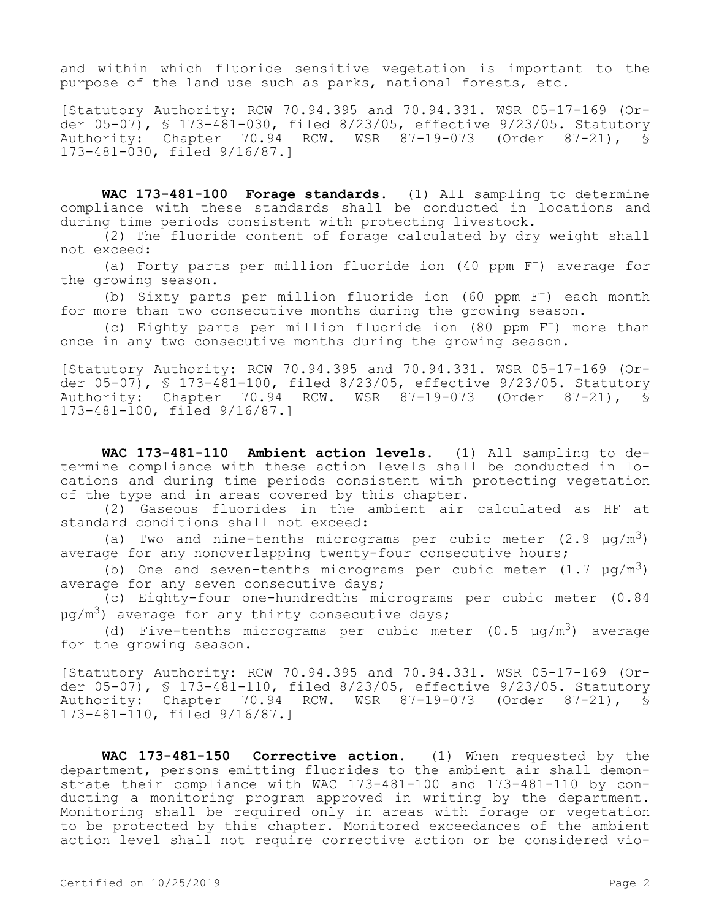and within which fluoride sensitive vegetation is important to the purpose of the land use such as parks, national forests, etc.

[Statutory Authority: RCW 70.94.395 and 70.94.331. WSR 05-17-169 (Order 05-07), § 173-481-030, filed 8/23/05, effective 9/23/05. Statutory Authority: Chapter 70.94 RCW. WSR 87-19-073 (Order 87-21), § 173-481-030, filed 9/16/87.]

**WAC 173-481-100 Forage standards.** (1) All sampling to determine compliance with these standards shall be conducted in locations and during time periods consistent with protecting livestock.

(2) The fluoride content of forage calculated by dry weight shall not exceed:

(a) Forty parts per million fluoride ion (40 ppm $F^-$) average for the growing season.

(b) Sixty parts per million fluoride ion (60 ppm $F^-$) each month for more than two consecutive months during the growing season.

(c) Eighty parts per million fluoride ion (80 ppm $F^-$) more than once in any two consecutive months during the growing season.

[Statutory Authority: RCW 70.94.395 and 70.94.331. WSR 05-17-169 (Order 05-07), § 173-481-100, filed 8/23/05, effective 9/23/05. Statutory Authority: Chapter 70.94 RCW. WSR 87-19-073 (Order 87-21), § 173-481-100, filed 9/16/87.]

**WAC 173-481-110 Ambient action levels.** (1) All sampling to determine compliance with these action levels shall be conducted in locations and during time periods consistent with protecting vegetation of the type and in areas covered by this chapter.

(2) Gaseous fluorides in the ambient air calculated as HF at standard conditions shall not exceed:

(a) Two and nine-tenths micrograms per cubic meter (2.9 $\mu g/m^3$) average for any nonoverlapping twenty-four consecutive hours;

(b) One and seven-tenths micrograms per cubic meter (1.7 $\mu g/m^3$) average for any seven consecutive days;

(c) Eighty-four one-hundredths micrograms per cubic meter (0.84 $\mu g/m^3$) average for any thirty consecutive days;

(d) Five-tenths micrograms per cubic meter (0.5 $\mu g/m^3$) average for the growing season.

[Statutory Authority: RCW 70.94.395 and 70.94.331. WSR 05-17-169 (Order 05-07), § 173-481-110, filed 8/23/05, effective 9/23/05. Statutory Authority: Chapter 70.94 RCW. WSR 87-19-073 (Order 87-21), § 173-481-110, filed 9/16/87.]

**WAC 173-481-150 Corrective action.** (1) When requested by the department, persons emitting fluorides to the ambient air shall demonstrate their compliance with WAC 173-481-100 and 173-481-110 by conducting a monitoring program approved in writing by the department. Monitoring shall be required only in areas with forage or vegetation to be protected by this chapter. Monitored exceedances of the ambient action level shall not require corrective action or be considered vio-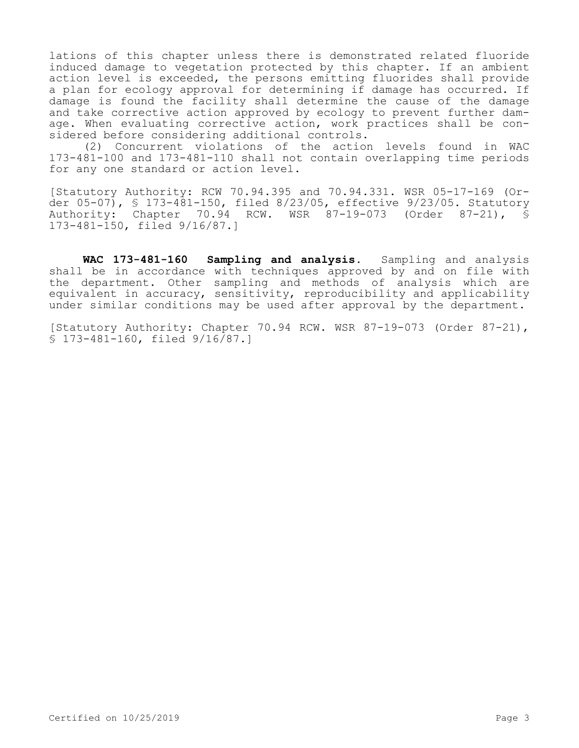lations of this chapter unless there is demonstrated related fluoride induced damage to vegetation protected by this chapter. If an ambient action level is exceeded, the persons emitting fluorides shall provide a plan for ecology approval for determining if damage has occurred. If damage is found the facility shall determine the cause of the damage and take corrective action approved by ecology to prevent further damage. When evaluating corrective action, work practices shall be considered before considering additional controls.

(2) Concurrent violations of the action levels found in WAC 173-481-100 and 173-481-110 shall not contain overlapping time periods for any one standard or action level.

[Statutory Authority: RCW 70.94.395 and 70.94.331. WSR 05-17-169 (Order 05-07), § 173-481-150, filed 8/23/05, effective 9/23/05. Statutory Authority: Chapter 70.94 RCW. WSR 87-19-073 (Order 87-21), § 173-481-150, filed 9/16/87.]

**WAC 173-481-160 Sampling and analysis.** Sampling and analysis shall be in accordance with techniques approved by and on file with the department. Other sampling and methods of analysis which are equivalent in accuracy, sensitivity, reproducibility and applicability under similar conditions may be used after approval by the department.

[Statutory Authority: Chapter 70.94 RCW. WSR 87-19-073 (Order 87-21), § 173-481-160, filed 9/16/87.]